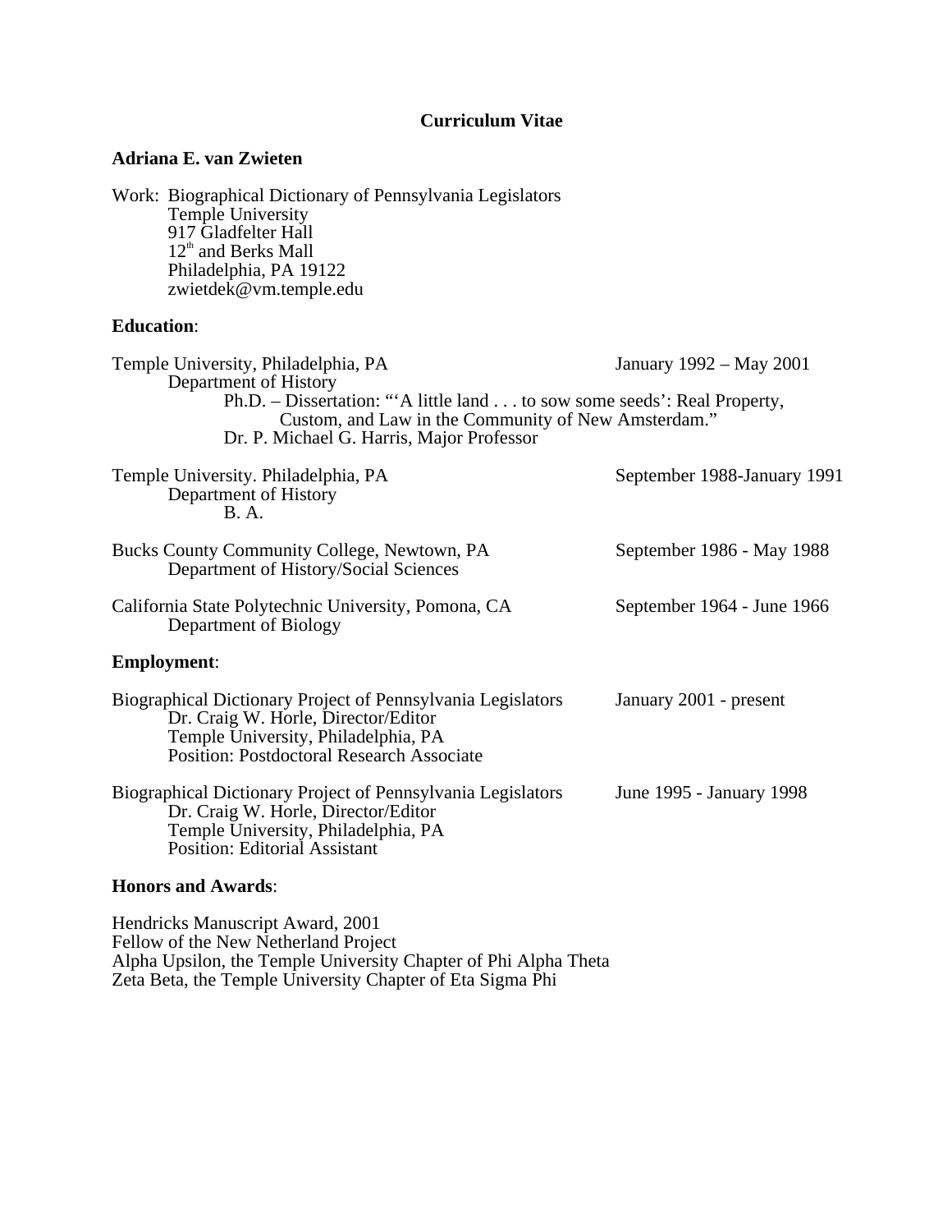# Curriculum Vitae

## Adriana E. van Zwieten

Work: Biographical Dictionary of Pennsylvania Legislators
Temple University
917 Gladfelter Hall
12th and Berks Mall
Philadelphia, PA 19122
zwietdek@vm.temple.edu

**Education**:

Temple University, Philadelphia, PA — January 1992 – May 2001
Department of History
Ph.D. – Dissertation: "'A little land . . . to sow some seeds': Real Property, Custom, and Law in the Community of New Amsterdam."
Dr. P. Michael G. Harris, Major Professor

Temple University. Philadelphia, PA — September 1988-January 1991
Department of History
B. A.

Bucks County Community College, Newtown, PA — September 1986 - May 1988
Department of History/Social Sciences

California State Polytechnic University, Pomona, CA — September 1964 - June 1966
Department of Biology

**Employment**:

Biographical Dictionary Project of Pennsylvania Legislators — January 2001 - present
Dr. Craig W. Horle, Director/Editor
Temple University, Philadelphia, PA
Position: Postdoctoral Research Associate

Biographical Dictionary Project of Pennsylvania Legislators — June 1995 - January 1998
Dr. Craig W. Horle, Director/Editor
Temple University, Philadelphia, PA
Position: Editorial Assistant

**Honors and Awards**:

Hendricks Manuscript Award, 2001
Fellow of the New Netherland Project
Alpha Upsilon, the Temple University Chapter of Phi Alpha Theta
Zeta Beta, the Temple University Chapter of Eta Sigma Phi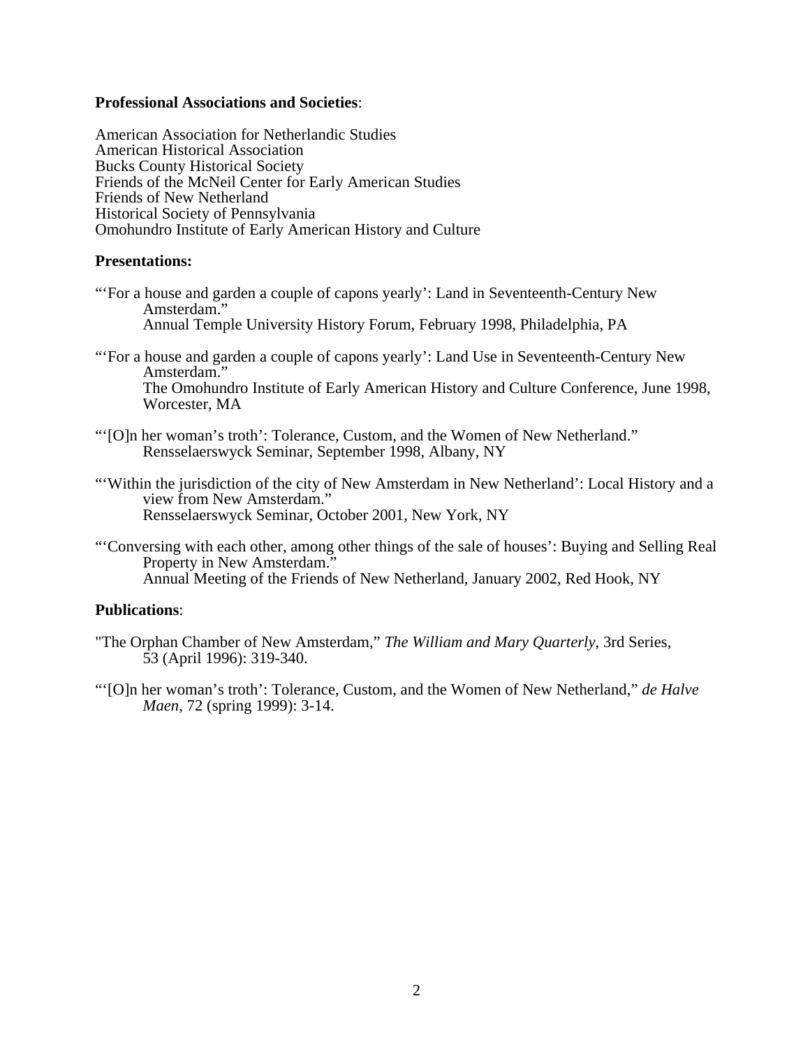**Professional Associations and Societies**:

American Association for Netherlandic Studies
American Historical Association
Bucks County Historical Society
Friends of the McNeil Center for Early American Studies
Friends of New Netherland
Historical Society of Pennsylvania
Omohundro Institute of Early American History and Culture

**Presentations:**

"'For a house and garden a couple of capons yearly': Land in Seventeenth-Century New Amsterdam."
Annual Temple University History Forum, February 1998, Philadelphia, PA

"'For a house and garden a couple of capons yearly': Land Use in Seventeenth-Century New Amsterdam."
The Omohundro Institute of Early American History and Culture Conference, June 1998, Worcester, MA

"'[O]n her woman's troth': Tolerance, Custom, and the Women of New Netherland."
Rensselaerswyck Seminar, September 1998, Albany, NY

"'Within the jurisdiction of the city of New Amsterdam in New Netherland': Local History and a view from New Amsterdam."
Rensselaerswyck Seminar, October 2001, New York, NY

"'Conversing with each other, among other things of the sale of houses': Buying and Selling Real Property in New Amsterdam."
Annual Meeting of the Friends of New Netherland, January 2002, Red Hook, NY

**Publications**:

"The Orphan Chamber of New Amsterdam," *The William and Mary Quarterly*, 3rd Series, 53 (April 1996): 319-340.

"'[O]n her woman's troth': Tolerance, Custom, and the Women of New Netherland," *de Halve Maen*, 72 (spring 1999): 3-14.